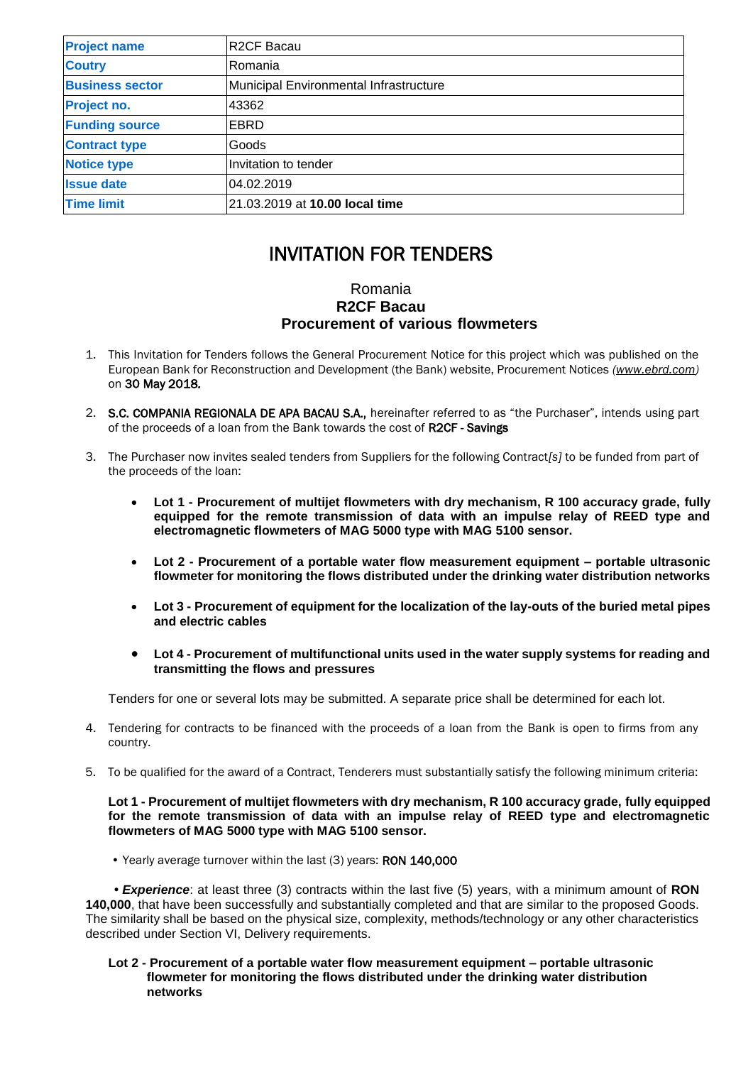| Project name | R2CF Bacau |
| --- | --- |
| Coutry | Romania |
| Business sector | Municipal Environmental Infrastructure |
| Project no. | 43362 |
| Funding source | EBRD |
| Contract type | Goods |
| Notice type | Invitation to tender |
| Issue date | 04.02.2019 |
| Time limit | 21.03.2019 at **10.00 local time** |

# INVITATION FOR TENDERS

Romania
**R2CF Bacau**
**Procurement of various flowmeters**

1. This Invitation for Tenders follows the General Procurement Notice for this project which was published on the European Bank for Reconstruction and Development (the Bank) website, Procurement Notices *(www.ebrd.com)* on **30 May 2018.**

2. **S.C. COMPANIA REGIONALA DE APA BACAU S.A.,** hereinafter referred to as "the Purchaser", intends using part of the proceeds of a loan from the Bank towards the cost of **R2CF - Savings**

3. The Purchaser now invites sealed tenders from Suppliers for the following Contract*[s]* to be funded from part of the proceeds of the loan:

   - **Lot 1 - Procurement of multijet flowmeters with dry mechanism, R 100 accuracy grade, fully equipped for the remote transmission of data with an impulse relay of REED type and electromagnetic flowmeters of MAG 5000 type with MAG 5100 sensor.**

   - **Lot 2 - Procurement of a portable water flow measurement equipment – portable ultrasonic flowmeter for monitoring the flows distributed under the drinking water distribution networks**

   - **Lot 3 - Procurement of equipment for the localization of the lay-outs of the buried metal pipes and electric cables**

   - **Lot 4 - Procurement of multifunctional units used in the water supply systems for reading and transmitting the flows and pressures**

   Tenders for one or several lots may be submitted. A separate price shall be determined for each lot.

4. Tendering for contracts to be financed with the proceeds of a loan from the Bank is open to firms from any country.

5. To be qualified for the award of a Contract, Tenderers must substantially satisfy the following minimum criteria:

   **Lot 1 - Procurement of multijet flowmeters with dry mechanism, R 100 accuracy grade, fully equipped for the remote transmission of data with an impulse relay of REED type and electromagnetic flowmeters of MAG 5000 type with MAG 5100 sensor.**

   - Yearly average turnover within the last (3) years: **RON 140,000**

   - ***Experience***: at least three (3) contracts within the last five (5) years, with a minimum amount of **RON 140,000**, that have been successfully and substantially completed and that are similar to the proposed Goods. The similarity shall be based on the physical size, complexity, methods/technology or any other characteristics described under Section VI, Delivery requirements.

   **Lot 2 - Procurement of a portable water flow measurement equipment – portable ultrasonic flowmeter for monitoring the flows distributed under the drinking water distribution networks**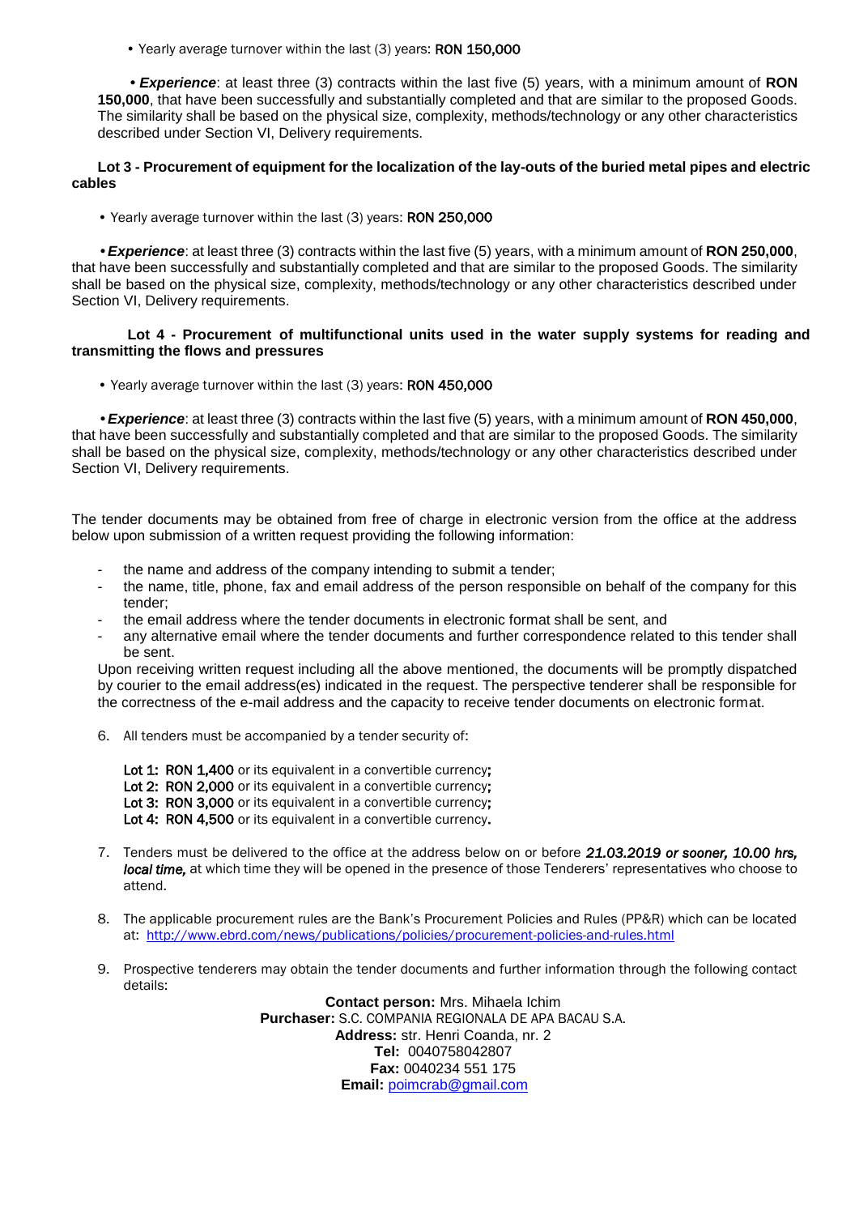- Yearly average turnover within the last (3) years: RON 150,000

- ***Experience***: at least three (3) contracts within the last five (5) years, with a minimum amount of **RON 150,000**, that have been successfully and substantially completed and that are similar to the proposed Goods. The similarity shall be based on the physical size, complexity, methods/technology or any other characteristics described under Section VI, Delivery requirements.

**Lot 3 - Procurement of equipment for the localization of the lay-outs of the buried metal pipes and electric cables**

- Yearly average turnover within the last (3) years: RON 250,000

- ***Experience***: at least three (3) contracts within the last five (5) years, with a minimum amount of **RON 250,000**, that have been successfully and substantially completed and that are similar to the proposed Goods. The similarity shall be based on the physical size, complexity, methods/technology or any other characteristics described under Section VI, Delivery requirements.

**Lot 4 - Procurement of multifunctional units used in the water supply systems for reading and transmitting the flows and pressures**

- Yearly average turnover within the last (3) years: RON 450,000

- ***Experience***: at least three (3) contracts within the last five (5) years, with a minimum amount of **RON 450,000**, that have been successfully and substantially completed and that are similar to the proposed Goods. The similarity shall be based on the physical size, complexity, methods/technology or any other characteristics described under Section VI, Delivery requirements.

The tender documents may be obtained from free of charge in electronic version from the office at the address below upon submission of a written request providing the following information:

- the name and address of the company intending to submit a tender;
- the name, title, phone, fax and email address of the person responsible on behalf of the company for this tender;
- the email address where the tender documents in electronic format shall be sent, and
- any alternative email where the tender documents and further correspondence related to this tender shall be sent.

Upon receiving written request including all the above mentioned, the documents will be promptly dispatched by courier to the email address(es) indicated in the request. The perspective tenderer shall be responsible for the correctness of the e-mail address and the capacity to receive tender documents on electronic format.

6. All tenders must be accompanied by a tender security of:

   Lot 1: RON 1,400 or its equivalent in a convertible currency;
   Lot 2: RON 2,000 or its equivalent in a convertible currency;
   Lot 3: RON 3,000 or its equivalent in a convertible currency;
   Lot 4: RON 4,500 or its equivalent in a convertible currency.

7. Tenders must be delivered to the office at the address below on or before *21.03.2019 or sooner, 10.00 hrs, local time,* at which time they will be opened in the presence of those Tenderers' representatives who choose to attend.

8. The applicable procurement rules are the Bank's Procurement Policies and Rules (PP&R) which can be located at: http://www.ebrd.com/news/publications/policies/procurement-policies-and-rules.html

9. Prospective tenderers may obtain the tender documents and further information through the following contact details:

**Contact person:** Mrs. Mihaela Ichim
**Purchaser:** S.C. COMPANIA REGIONALA DE APA BACAU S.A.
**Address:** str. Henri Coanda, nr. 2
**Tel:** 0040758042807
**Fax:** 0040234 551 175
**Email:** poimcrab@gmail.com